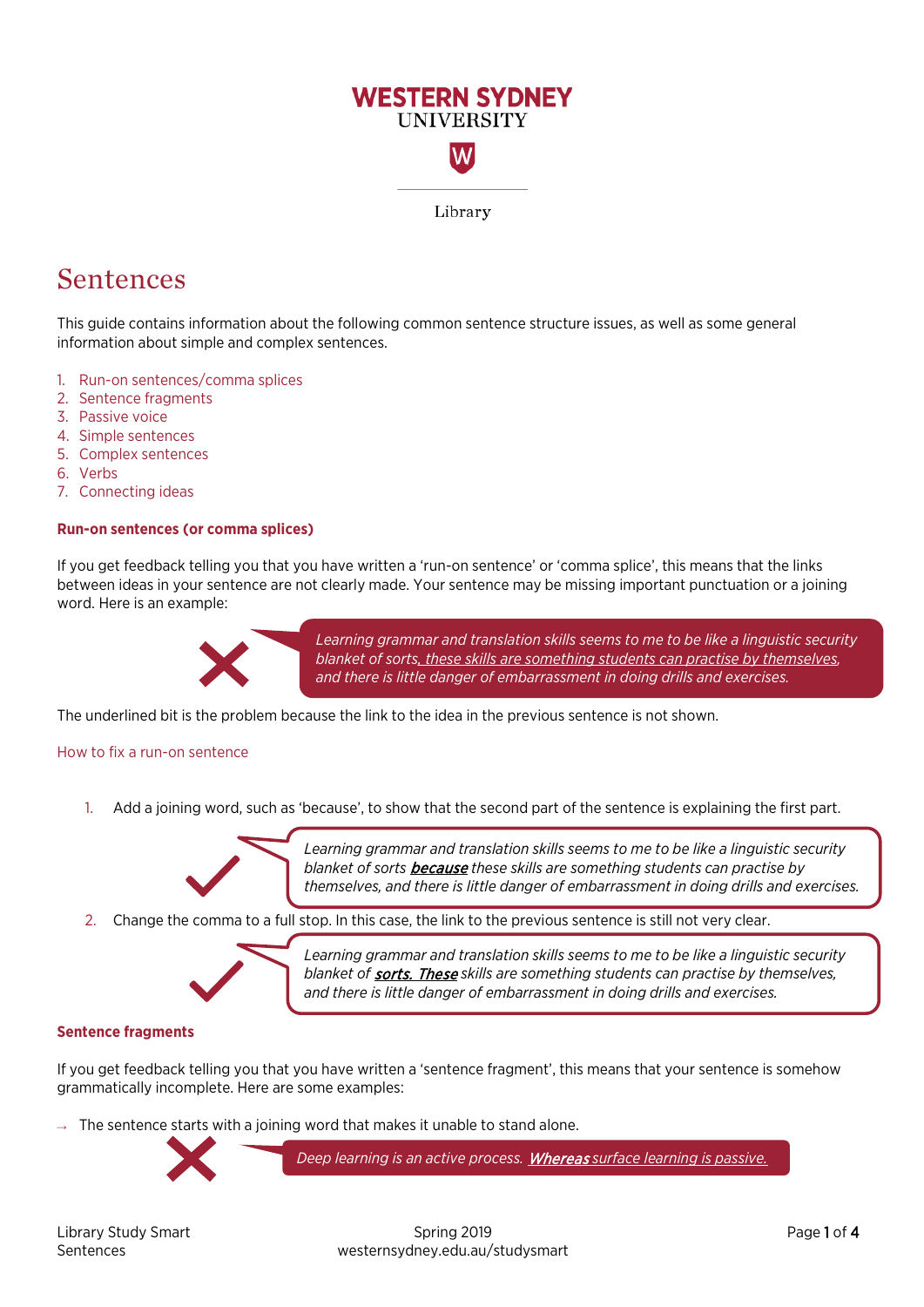WESTERN SYDNEY UNIVERSITY

Library

# Sentences

This guide contains information about the following common sentence structure issues, as well as some general information about simple and complex sentences.

1. Run-on sentences/comma splices
2. Sentence fragments
3. Passive voice
4. Simple sentences
5. Complex sentences
6. Verbs
7. Connecting ideas

### Run-on sentences (or comma splices)

If you get feedback telling you that you have written a 'run-on sentence' or 'comma splice', this means that the links between ideas in your sentence are not clearly made. Your sentence may be missing important punctuation or a joining word. Here is an example:

✗ *Learning grammar and translation skills seems to me to be like a linguistic security blanket of sorts<u>, these skills are something students can practise by themselves,</u> and there is little danger of embarrassment in doing drills and exercises.*

The underlined bit is the problem because the link to the idea in the previous sentence is not shown.

#### How to fix a run-on sentence

1. Add a joining word, such as 'because', to show that the second part of the sentence is explaining the first part.

   ✓ *Learning grammar and translation skills seems to me to be like a linguistic security blanket of sorts **<u>because</u>** these skills are something students can practise by themselves, and there is little danger of embarrassment in doing drills and exercises.*

2. Change the comma to a full stop. In this case, the link to the previous sentence is still not very clear.

   ✓ *Learning grammar and translation skills seems to me to be like a linguistic security blanket of **<u>sorts. These</u>** skills are something students can practise by themselves, and there is little danger of embarrassment in doing drills and exercises.*

### Sentence fragments

If you get feedback telling you that you have written a 'sentence fragment', this means that your sentence is somehow grammatically incomplete. Here are some examples:

→ The sentence starts with a joining word that makes it unable to stand alone.

✗ *Deep learning is an active process. **<u>Whereas</u>** <u>surface learning is passive.</u>*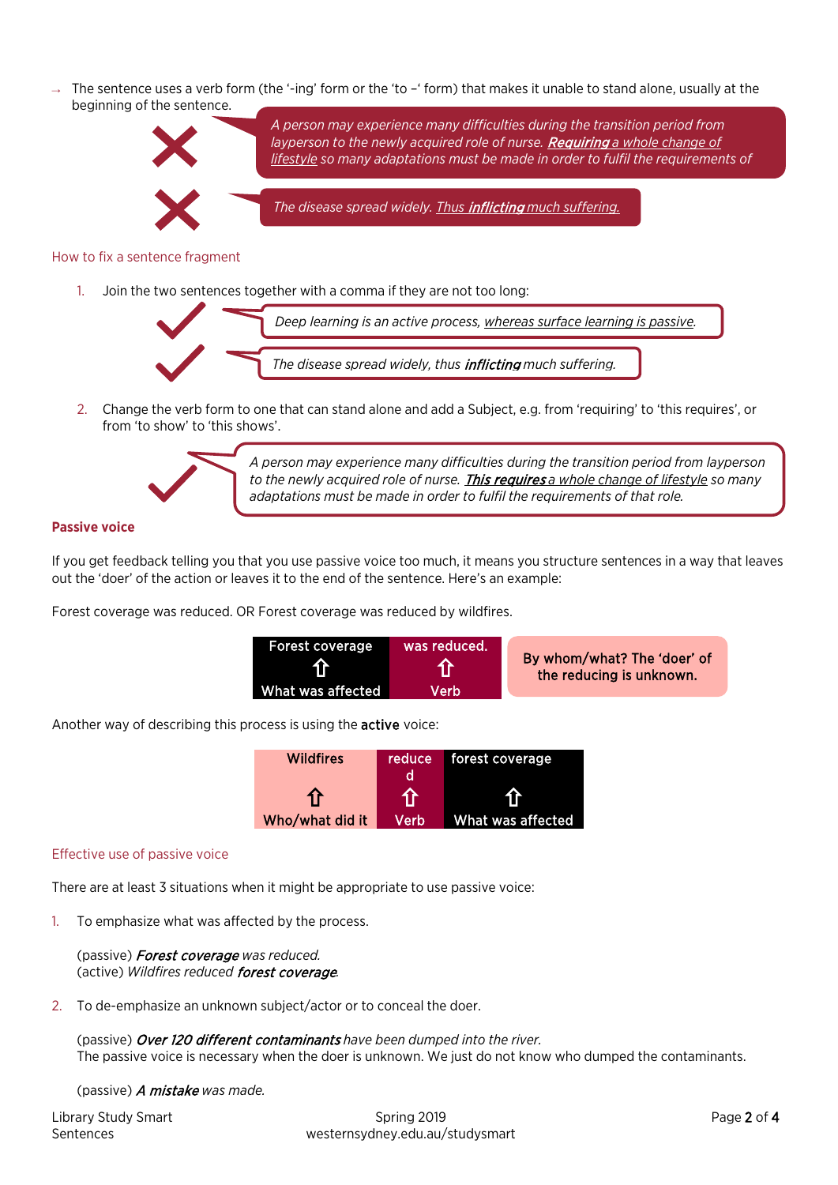→ The sentence uses a verb form (the '-ing' form or the 'to –' form) that makes it unable to stand alone, usually at the beginning of the sentence.

✗ *A person may experience many difficulties during the transition period from layperson to the newly acquired role of nurse. **Requiring** a whole change of lifestyle so many adaptations must be made in order to fulfil the requirements of*

✗ *The disease spread widely. Thus **inflicting** much suffering.*

### How to fix a sentence fragment

1. Join the two sentences together with a comma if they are not too long:

   ✓ *Deep learning is an active process, whereas surface learning is passive.*

   ✓ *The disease spread widely, thus **inflicting** much suffering.*

2. Change the verb form to one that can stand alone and add a Subject, e.g. from 'requiring' to 'this requires', or from 'to show' to 'this shows'.

   ✓ *A person may experience many difficulties during the transition period from layperson to the newly acquired role of nurse. **This requires** a whole change of lifestyle so many adaptations must be made in order to fulfil the requirements of that role.*

## Passive voice

If you get feedback telling you that you use passive voice too much, it means you structure sentences in a way that leaves out the 'doer' of the action or leaves it to the end of the sentence. Here's an example:

Forest coverage was reduced. OR Forest coverage was reduced by wildfires.

| Forest coverage | was reduced. | By whom/what? The 'doer' of the reducing is unknown. |
|---|---|---|
| ⇧ | ⇧ | |
| What was affected | Verb | |

Another way of describing this process is using the **active** voice:

| Wildfires | reduced | forest coverage |
|---|---|---|
| ⇧ | ⇧ | ⇧ |
| Who/what did it | Verb | What was affected |

### Effective use of passive voice

There are at least 3 situations when it might be appropriate to use passive voice:

1. To emphasize what was affected by the process.

   (passive) ***Forest coverage** was reduced.*
   (active) *Wildfires reduced **forest coverage**.*

2. To de-emphasize an unknown subject/actor or to conceal the doer.

   (passive) ***Over 120 different contaminants** have been dumped into the river.*
   The passive voice is necessary when the doer is unknown. We just do not know who dumped the contaminants.

   (passive) ***A mistake** was made.*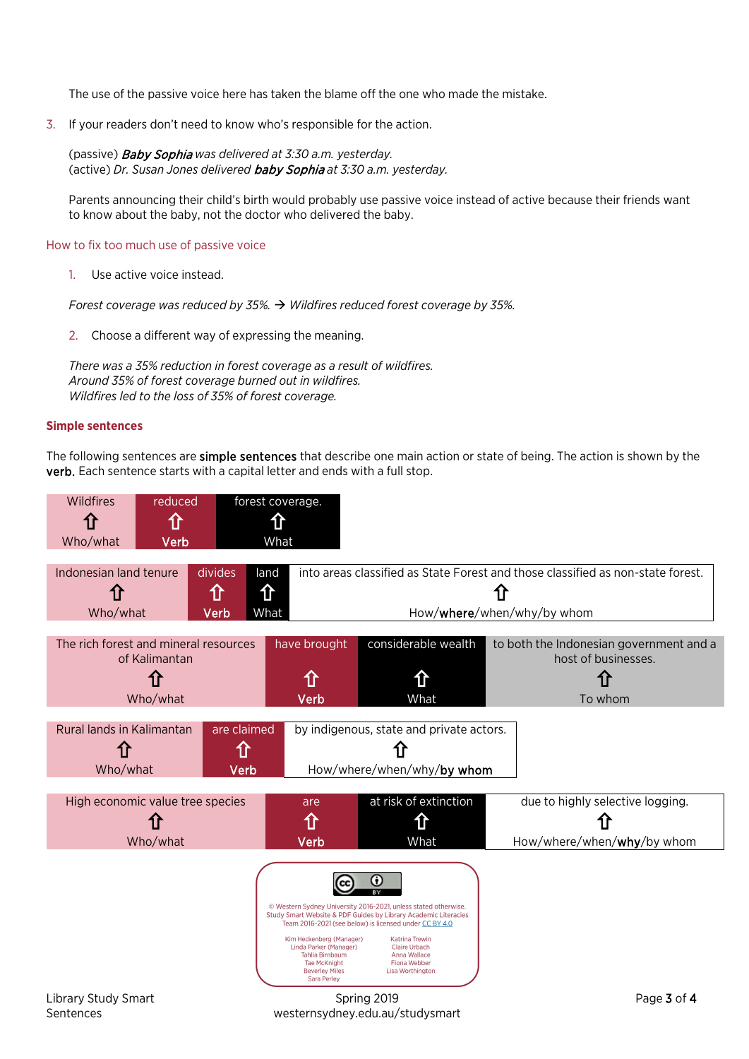The use of the passive voice here has taken the blame off the one who made the mistake.

3. If your readers don't need to know who's responsible for the action.

(passive) ***Baby Sophia*** *was delivered at 3:30 a.m. yesterday.*
(active) *Dr. Susan Jones delivered* ***baby Sophia*** *at 3:30 a.m. yesterday.*

Parents announcing their child's birth would probably use passive voice instead of active because their friends want to know about the baby, not the doctor who delivered the baby.

### How to fix too much use of passive voice

1. Use active voice instead.

*Forest coverage was reduced by 35%.* → *Wildfires reduced forest coverage by 35%.*

2. Choose a different way of expressing the meaning.

*There was a 35% reduction in forest coverage as a result of wildfires.*
*Around 35% of forest coverage burned out in wildfires.*
*Wildfires led to the loss of 35% of forest coverage.*

### Simple sentences

The following sentences are **simple sentences** that describe one main action or state of being. The action is shown by the **verb**. Each sentence starts with a capital letter and ends with a full stop.

| Wildfires | reduced | forest coverage. |
|---|---|---|
| ⇧ | ⇧ | ⇧ |
| Who/what | **Verb** | What |

| Indonesian land tenure | divides | land | into areas classified as State Forest and those classified as non-state forest. |
|---|---|---|---|
| ⇧ | ⇧ | ⇧ | ⇧ |
| Who/what | **Verb** | What | How/**where**/when/why/by whom |

| The rich forest and mineral resources of Kalimantan | have brought | considerable wealth | to both the Indonesian government and a host of businesses. |
|---|---|---|---|
| ⇧ | ⇧ | ⇧ | ⇧ |
| Who/what | **Verb** | What | To whom |

| Rural lands in Kalimantan | are claimed | by indigenous, state and private actors. |
|---|---|---|
| ⇧ | ⇧ | ⇧ |
| Who/what | **Verb** | How/where/when/why/**by whom** |

| High economic value tree species | are | at risk of extinction | due to highly selective logging. |
|---|---|---|---|
| ⇧ | ⇧ | ⇧ | ⇧ |
| Who/what | **Verb** | What | How/where/when/**why**/by whom |

© Western Sydney University 2016-2021, unless stated otherwise.
Study Smart Website & PDF Guides by Library Academic Literacies Team 2016-2021 (see below) is licensed under CC BY 4.0

Kim Heckenberg (Manager), Linda Parker (Manager), Tahlia Birnbaum, Tae McKnight, Beverley Miles, Sara Perley, Katrina Trewin, Claire Urbach, Anna Wallace, Fiona Webber, Lisa Worthington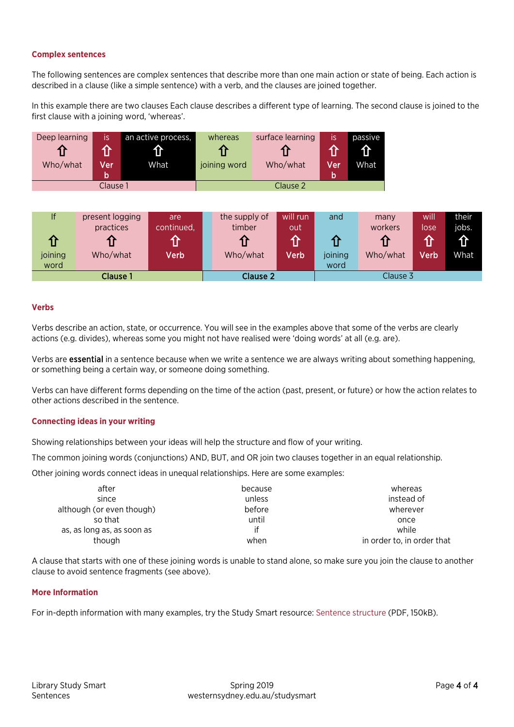### Complex sentences

The following sentences are complex sentences that describe more than one main action or state of being. Each action is described in a clause (like a simple sentence) with a verb, and the clauses are joined together.

In this example there are two clauses Each clause describes a different type of learning. The second clause is joined to the first clause with a joining word, 'whereas'.

| Deep learning | is | an active process, | whereas | surface learning | is | passive |
|---|---|---|---|---|---|---|
| ⇧ | ⇧ | ⇧ | ⇧ | ⇧ | ⇧ | ⇧ |
| Who/what | Verb | What | joining word | Who/what | Verb | What |
| Clause 1 | | | Clause 2 | | | |

| If | present logging practices | are continued, | the supply of timber | will run out | and | many workers | will lose | their jobs. |
|---|---|---|---|---|---|---|---|---|
| ⇧ | ⇧ | ⇧ | ⇧ | ⇧ | ⇧ | ⇧ | ⇧ | ⇧ |
| joining word | Who/what | Verb | Who/what | Verb | joining word | Who/what | Verb | What |
| **Clause 1** | | | **Clause 2** | | Clause 3 | | | |

### Verbs

Verbs describe an action, state, or occurrence. You will see in the examples above that some of the verbs are clearly actions (e.g. divides), whereas some you might not have realised were 'doing words' at all (e.g. are).

Verbs are **essential** in a sentence because when we write a sentence we are always writing about something happening, or something being a certain way, or someone doing something.

Verbs can have different forms depending on the time of the action (past, present, or future) or how the action relates to other actions described in the sentence.

### Connecting ideas in your writing

Showing relationships between your ideas will help the structure and flow of your writing.

The common joining words (conjunctions) AND, BUT, and OR join two clauses together in an equal relationship.

Other joining words connect ideas in unequal relationships. Here are some examples:

| | | |
|---|---|---|
| after | because | whereas |
| since | unless | instead of |
| although (or even though) | before | wherever |
| so that | until | once |
| as, as long as, as soon as | if | while |
| though | when | in order to, in order that |

A clause that starts with one of these joining words is unable to stand alone, so make sure you join the clause to another clause to avoid sentence fragments (see above).

### More Information

For in-depth information with many examples, try the Study Smart resource: Sentence structure (PDF, 150kB).